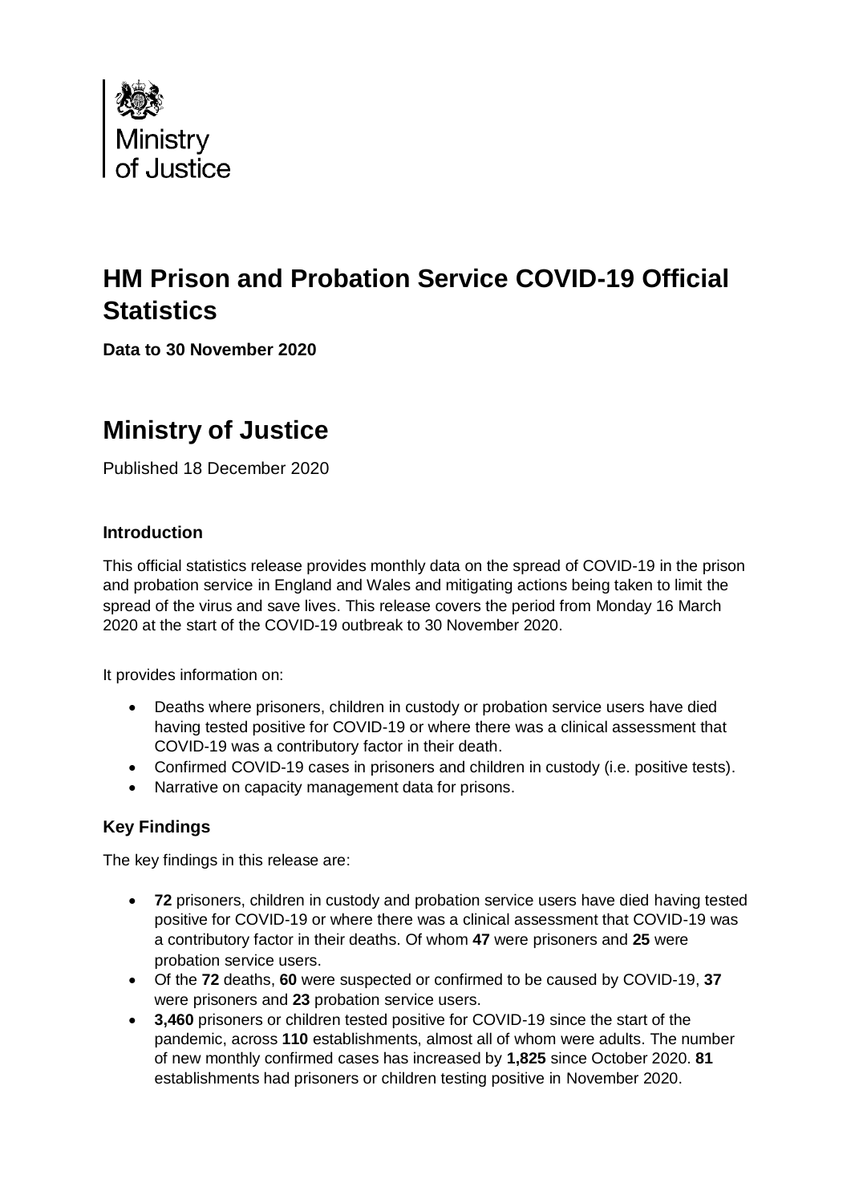Ministry of Justice

# HM Prison and Probation Service COVID-19 Official Statistics

**Data to 30 November 2020**

# Ministry of Justice

Published 18 December 2020

### Introduction

This official statistics release provides monthly data on the spread of COVID-19 in the prison and probation service in England and Wales and mitigating actions being taken to limit the spread of the virus and save lives. This release covers the period from Monday 16 March 2020 at the start of the COVID-19 outbreak to 30 November 2020.

It provides information on:

- Deaths where prisoners, children in custody or probation service users have died having tested positive for COVID-19 or where there was a clinical assessment that COVID-19 was a contributory factor in their death.
- Confirmed COVID-19 cases in prisoners and children in custody (i.e. positive tests).
- Narrative on capacity management data for prisons.

### Key Findings

The key findings in this release are:

- **72** prisoners, children in custody and probation service users have died having tested positive for COVID-19 or where there was a clinical assessment that COVID-19 was a contributory factor in their deaths. Of whom **47** were prisoners and **25** were probation service users.
- Of the **72** deaths, **60** were suspected or confirmed to be caused by COVID-19, **37** were prisoners and **23** probation service users.
- **3,460** prisoners or children tested positive for COVID-19 since the start of the pandemic, across **110** establishments, almost all of whom were adults. The number of new monthly confirmed cases has increased by **1,825** since October 2020. **81** establishments had prisoners or children testing positive in November 2020.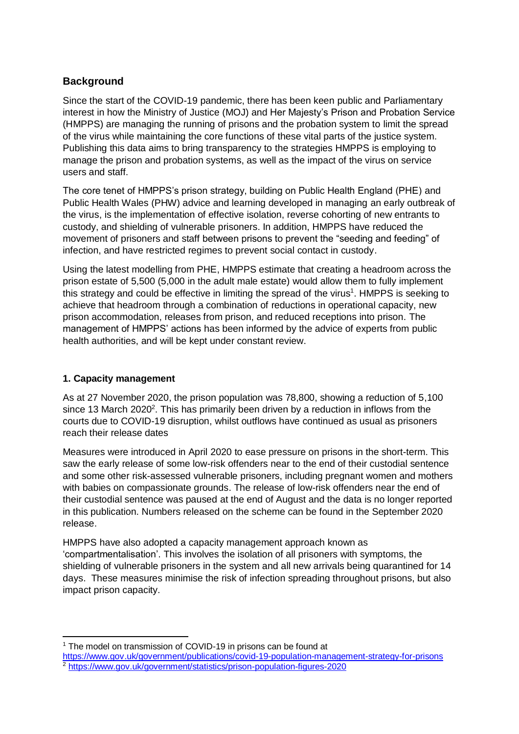## Background

Since the start of the COVID-19 pandemic, there has been keen public and Parliamentary interest in how the Ministry of Justice (MOJ) and Her Majesty's Prison and Probation Service (HMPPS) are managing the running of prisons and the probation system to limit the spread of the virus while maintaining the core functions of these vital parts of the justice system. Publishing this data aims to bring transparency to the strategies HMPPS is employing to manage the prison and probation systems, as well as the impact of the virus on service users and staff.

The core tenet of HMPPS's prison strategy, building on Public Health England (PHE) and Public Health Wales (PHW) advice and learning developed in managing an early outbreak of the virus, is the implementation of effective isolation, reverse cohorting of new entrants to custody, and shielding of vulnerable prisoners. In addition, HMPPS have reduced the movement of prisoners and staff between prisons to prevent the "seeding and feeding" of infection, and have restricted regimes to prevent social contact in custody.

Using the latest modelling from PHE, HMPPS estimate that creating a headroom across the prison estate of 5,500 (5,000 in the adult male estate) would allow them to fully implement this strategy and could be effective in limiting the spread of the virus[1]. HMPPS is seeking to achieve that headroom through a combination of reductions in operational capacity, new prison accommodation, releases from prison, and reduced receptions into prison. The management of HMPPS' actions has been informed by the advice of experts from public health authorities, and will be kept under constant review.

### 1. Capacity management

As at 27 November 2020, the prison population was 78,800, showing a reduction of 5,100 since 13 March 2020[2]. This has primarily been driven by a reduction in inflows from the courts due to COVID-19 disruption, whilst outflows have continued as usual as prisoners reach their release dates

Measures were introduced in April 2020 to ease pressure on prisons in the short-term. This saw the early release of some low-risk offenders near to the end of their custodial sentence and some other risk-assessed vulnerable prisoners, including pregnant women and mothers with babies on compassionate grounds. The release of low-risk offenders near the end of their custodial sentence was paused at the end of August and the data is no longer reported in this publication. Numbers released on the scheme can be found in the September 2020 release.

HMPPS have also adopted a capacity management approach known as 'compartmentalisation'. This involves the isolation of all prisoners with symptoms, the shielding of vulnerable prisoners in the system and all new arrivals being quarantined for 14 days. These measures minimise the risk of infection spreading throughout prisons, but also impact prison capacity.

---

[1] The model on transmission of COVID-19 in prisons can be found at https://www.gov.uk/government/publications/covid-19-population-management-strategy-for-prisons

[2] https://www.gov.uk/government/statistics/prison-population-figures-2020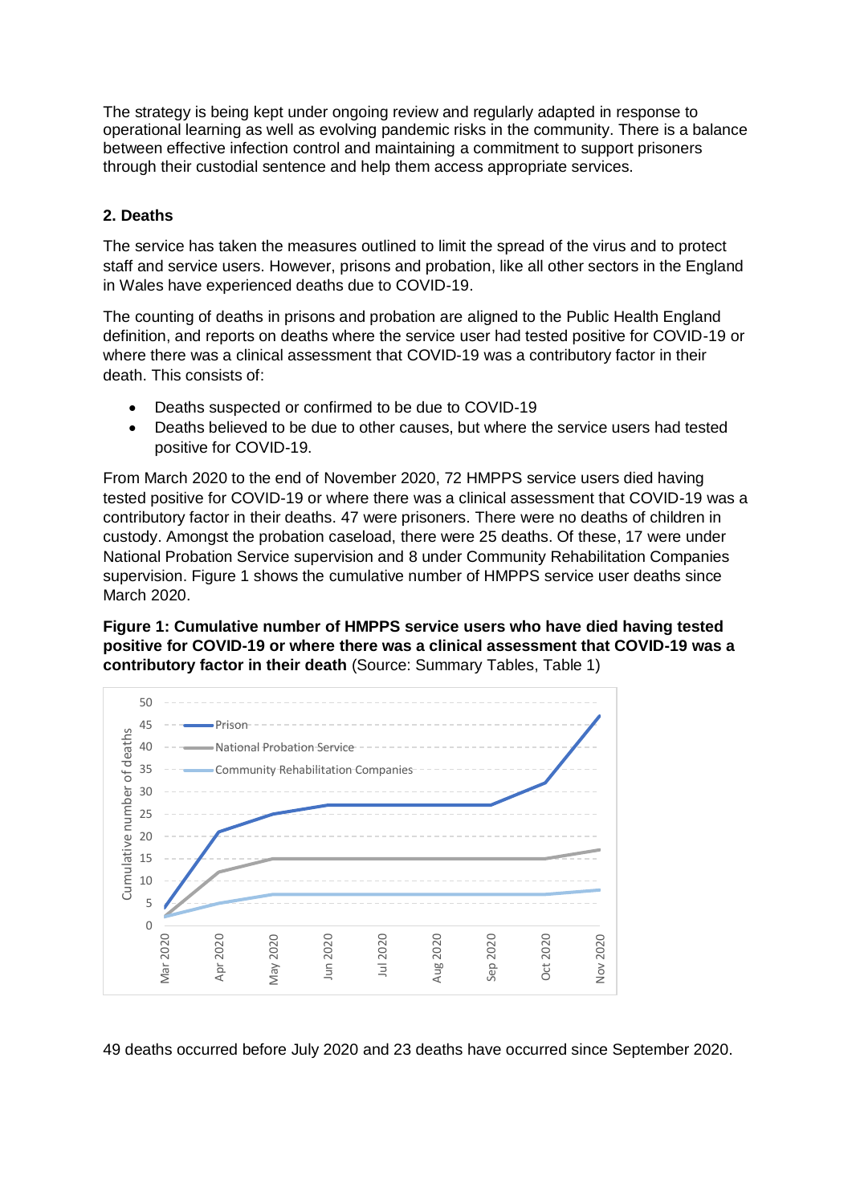The strategy is being kept under ongoing review and regularly adapted in response to operational learning as well as evolving pandemic risks in the community. There is a balance between effective infection control and maintaining a commitment to support prisoners through their custodial sentence and help them access appropriate services.

## 2. Deaths

The service has taken the measures outlined to limit the spread of the virus and to protect staff and service users. However, prisons and probation, like all other sectors in the England in Wales have experienced deaths due to COVID-19.

The counting of deaths in prisons and probation are aligned to the Public Health England definition, and reports on deaths where the service user had tested positive for COVID-19 or where there was a clinical assessment that COVID-19 was a contributory factor in their death. This consists of:

- Deaths suspected or confirmed to be due to COVID-19
- Deaths believed to be due to other causes, but where the service users had tested positive for COVID-19.

From March 2020 to the end of November 2020, 72 HMPPS service users died having tested positive for COVID-19 or where there was a clinical assessment that COVID-19 was a contributory factor in their deaths. 47 were prisoners. There were no deaths of children in custody. Amongst the probation caseload, there were 25 deaths. Of these, 17 were under National Probation Service supervision and 8 under Community Rehabilitation Companies supervision. Figure 1 shows the cumulative number of HMPPS service user deaths since March 2020.

**Figure 1: Cumulative number of HMPPS service users who have died having tested positive for COVID-19 or where there was a clinical assessment that COVID-19 was a contributory factor in their death** (Source: Summary Tables, Table 1)

49 deaths occurred before July 2020 and 23 deaths have occurred since September 2020.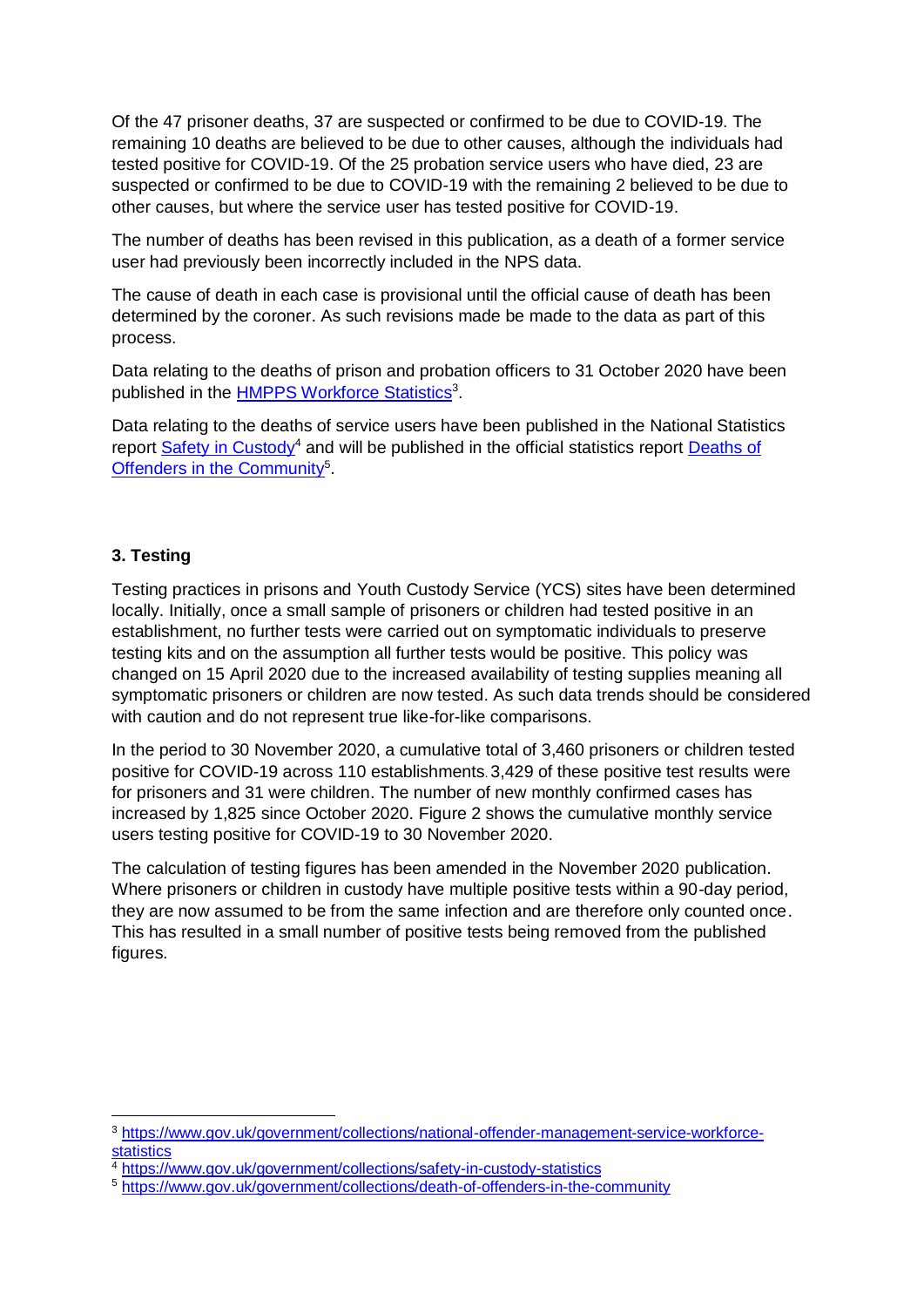Of the 47 prisoner deaths, 37 are suspected or confirmed to be due to COVID-19. The remaining 10 deaths are believed to be due to other causes, although the individuals had tested positive for COVID-19. Of the 25 probation service users who have died, 23 are suspected or confirmed to be due to COVID-19 with the remaining 2 believed to be due to other causes, but where the service user has tested positive for COVID-19.

The number of deaths has been revised in this publication, as a death of a former service user had previously been incorrectly included in the NPS data.

The cause of death in each case is provisional until the official cause of death has been determined by the coroner. As such revisions made be made to the data as part of this process.

Data relating to the deaths of prison and probation officers to 31 October 2020 have been published in the HMPPS Workforce Statistics[3].

Data relating to the deaths of service users have been published in the National Statistics report Safety in Custody[4] and will be published in the official statistics report Deaths of Offenders in the Community[5].

### 3. Testing

Testing practices in prisons and Youth Custody Service (YCS) sites have been determined locally. Initially, once a small sample of prisoners or children had tested positive in an establishment, no further tests were carried out on symptomatic individuals to preserve testing kits and on the assumption all further tests would be positive. This policy was changed on 15 April 2020 due to the increased availability of testing supplies meaning all symptomatic prisoners or children are now tested. As such data trends should be considered with caution and do not represent true like-for-like comparisons.

In the period to 30 November 2020, a cumulative total of 3,460 prisoners or children tested positive for COVID-19 across 110 establishments. 3,429 of these positive test results were for prisoners and 31 were children. The number of new monthly confirmed cases has increased by 1,825 since October 2020. Figure 2 shows the cumulative monthly service users testing positive for COVID-19 to 30 November 2020.

The calculation of testing figures has been amended in the November 2020 publication. Where prisoners or children in custody have multiple positive tests within a 90-day period, they are now assumed to be from the same infection and are therefore only counted once. This has resulted in a small number of positive tests being removed from the published figures.

---

[3] https://www.gov.uk/government/collections/national-offender-management-service-workforce-statistics

[4] https://www.gov.uk/government/collections/safety-in-custody-statistics

[5] https://www.gov.uk/government/collections/death-of-offenders-in-the-community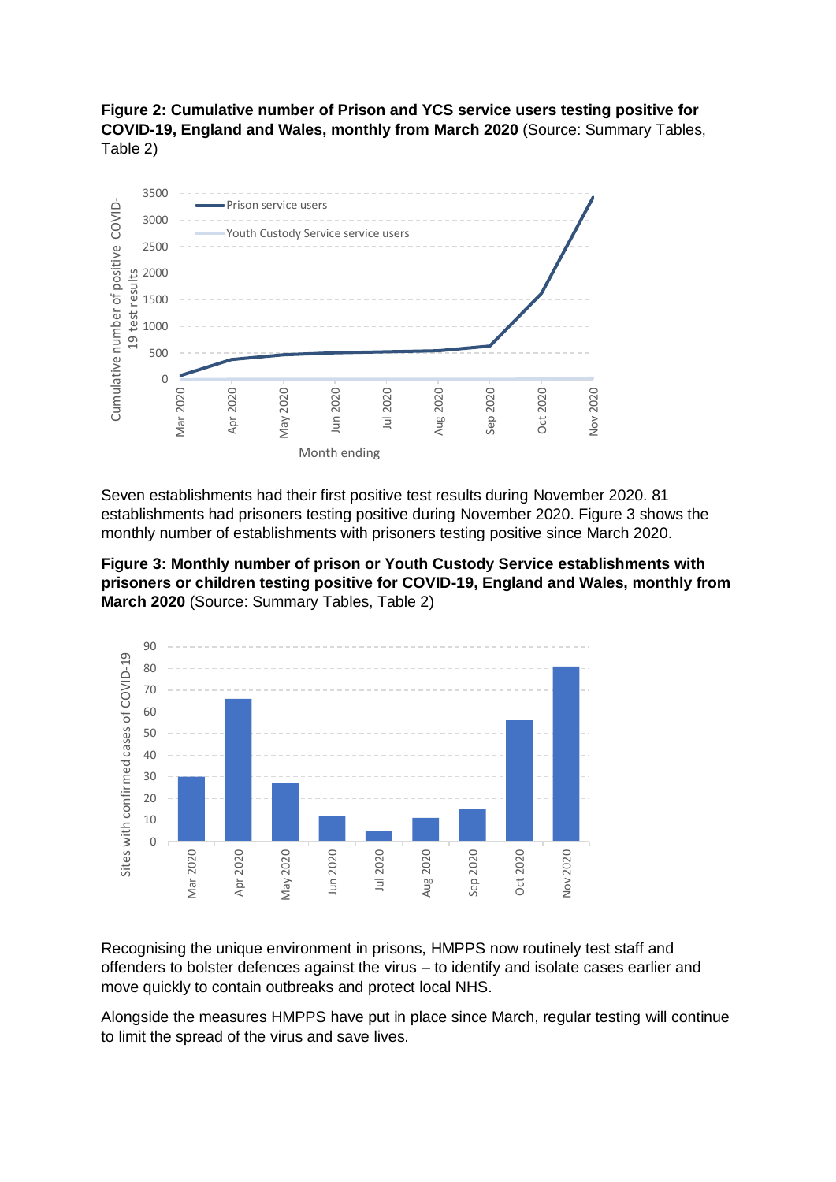**Figure 2: Cumulative number of Prison and YCS service users testing positive for COVID-19, England and Wales, monthly from March 2020** (Source: Summary Tables, Table 2)

Seven establishments had their first positive test results during November 2020. 81 establishments had prisoners testing positive during November 2020. Figure 3 shows the monthly number of establishments with prisoners testing positive since March 2020.

**Figure 3: Monthly number of prison or Youth Custody Service establishments with prisoners or children testing positive for COVID-19, England and Wales, monthly from March 2020** (Source: Summary Tables, Table 2)

Recognising the unique environment in prisons, HMPPS now routinely test staff and offenders to bolster defences against the virus – to identify and isolate cases earlier and move quickly to contain outbreaks and protect local NHS.

Alongside the measures HMPPS have put in place since March, regular testing will continue to limit the spread of the virus and save lives.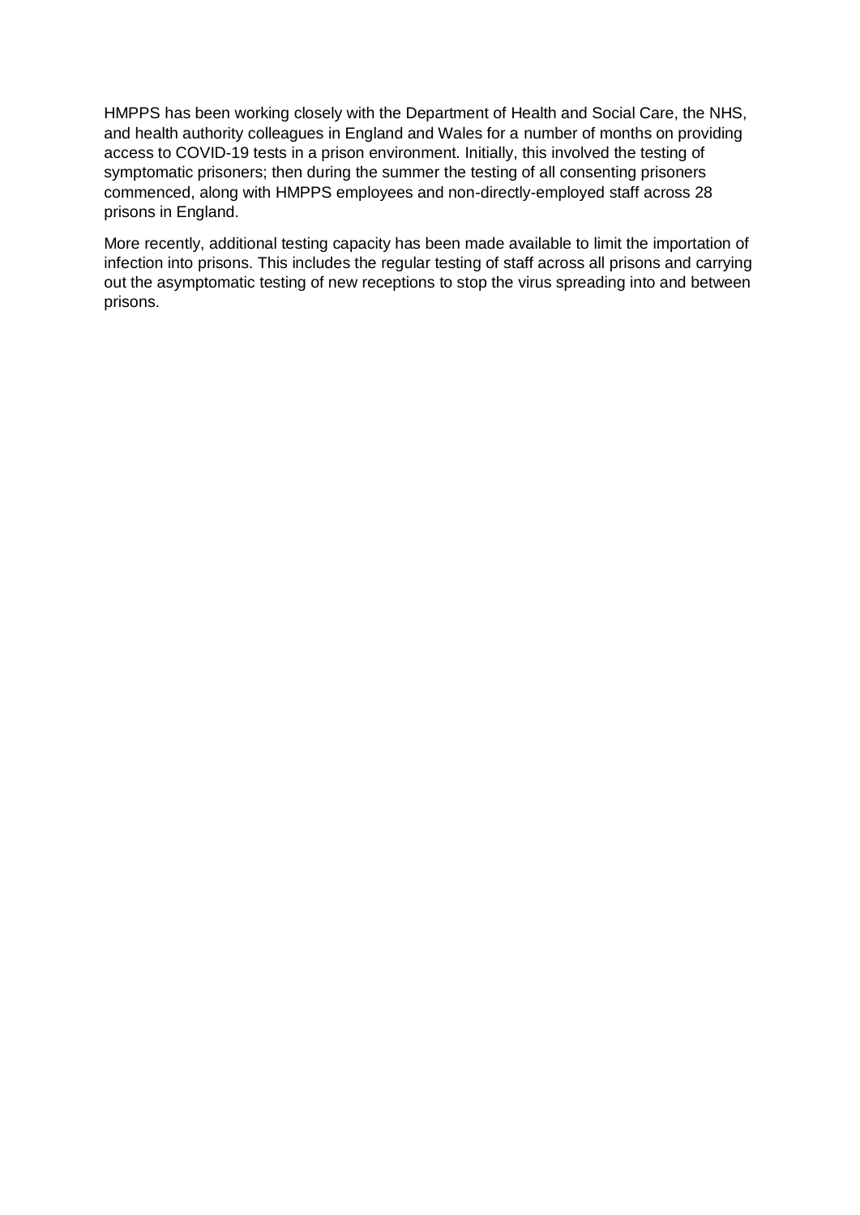HMPPS has been working closely with the Department of Health and Social Care, the NHS, and health authority colleagues in England and Wales for a number of months on providing access to COVID-19 tests in a prison environment. Initially, this involved the testing of symptomatic prisoners; then during the summer the testing of all consenting prisoners commenced, along with HMPPS employees and non-directly-employed staff across 28 prisons in England.

More recently, additional testing capacity has been made available to limit the importation of infection into prisons. This includes the regular testing of staff across all prisons and carrying out the asymptomatic testing of new receptions to stop the virus spreading into and between prisons.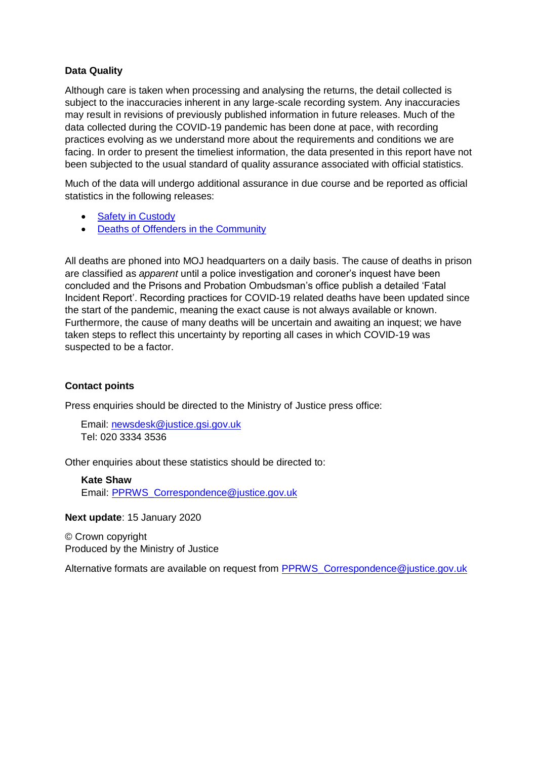**Data Quality**

Although care is taken when processing and analysing the returns, the detail collected is subject to the inaccuracies inherent in any large-scale recording system. Any inaccuracies may result in revisions of previously published information in future releases. Much of the data collected during the COVID-19 pandemic has been done at pace, with recording practices evolving as we understand more about the requirements and conditions we are facing. In order to present the timeliest information, the data presented in this report have not been subjected to the usual standard of quality assurance associated with official statistics.

Much of the data will undergo additional assurance in due course and be reported as official statistics in the following releases:

- Safety in Custody
- Deaths of Offenders in the Community

All deaths are phoned into MOJ headquarters on a daily basis. The cause of deaths in prison are classified as *apparent* until a police investigation and coroner's inquest have been concluded and the Prisons and Probation Ombudsman's office publish a detailed 'Fatal Incident Report'. Recording practices for COVID-19 related deaths have been updated since the start of the pandemic, meaning the exact cause is not always available or known. Furthermore, the cause of many deaths will be uncertain and awaiting an inquest; we have taken steps to reflect this uncertainty by reporting all cases in which COVID-19 was suspected to be a factor.

**Contact points**

Press enquiries should be directed to the Ministry of Justice press office:

Email: newsdesk@justice.gsi.gov.uk
Tel: 020 3334 3536

Other enquiries about these statistics should be directed to:

**Kate Shaw**
Email: PPRWS_Correspondence@justice.gov.uk

**Next update**: 15 January 2020

© Crown copyright
Produced by the Ministry of Justice

Alternative formats are available on request from PPRWS_Correspondence@justice.gov.uk